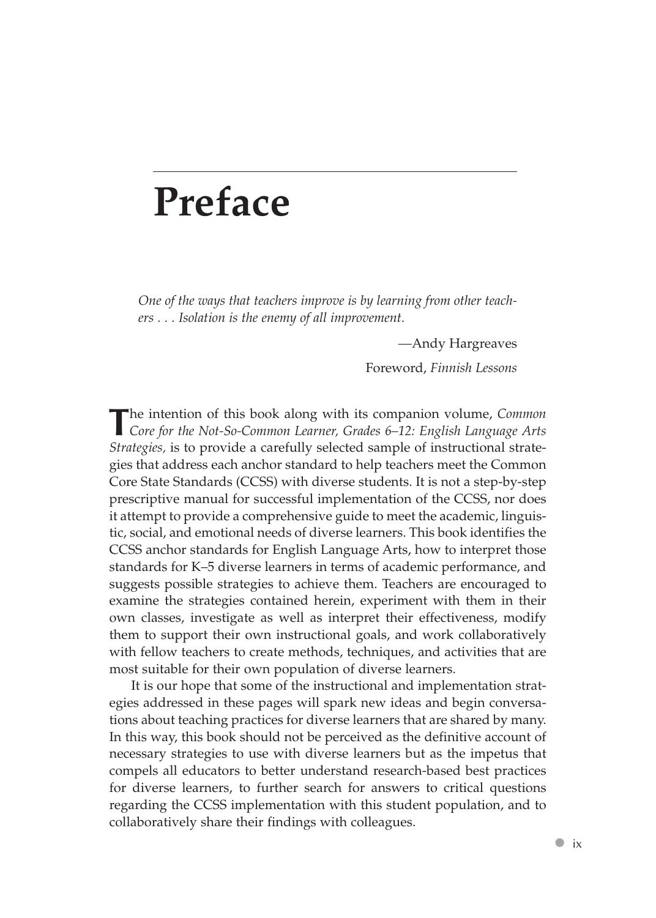# Preface

*One of the ways that teachers improve is by learning from other teachers . . . Isolation is the enemy of all improvement.*

—Andy Hargreaves

Foreword, *Finnish Lessons*

The intention of this book along with its companion volume, *Common Core for the Not-So-Common Learner, Grades 6–12: English Language Arts Strategies,* is to provide a carefully selected sample of instructional strategies that address each anchor standard to help teachers meet the Common Core State Standards (CCSS) with diverse students. It is not a step-by-step prescriptive manual for successful implementation of the CCSS, nor does it attempt to provide a comprehensive guide to meet the academic, linguistic, social, and emotional needs of diverse learners. This book identifies the CCSS anchor standards for English Language Arts, how to interpret those standards for K–5 diverse learners in terms of academic performance, and suggests possible strategies to achieve them. Teachers are encouraged to examine the strategies contained herein, experiment with them in their own classes, investigate as well as interpret their effectiveness, modify them to support their own instructional goals, and work collaboratively with fellow teachers to create methods, techniques, and activities that are most suitable for their own population of diverse learners.

It is our hope that some of the instructional and implementation strategies addressed in these pages will spark new ideas and begin conversations about teaching practices for diverse learners that are shared by many. In this way, this book should not be perceived as the definitive account of necessary strategies to use with diverse learners but as the impetus that compels all educators to better understand research-based best practices for diverse learners, to further search for answers to critical questions regarding the CCSS implementation with this student population, and to collaboratively share their findings with colleagues.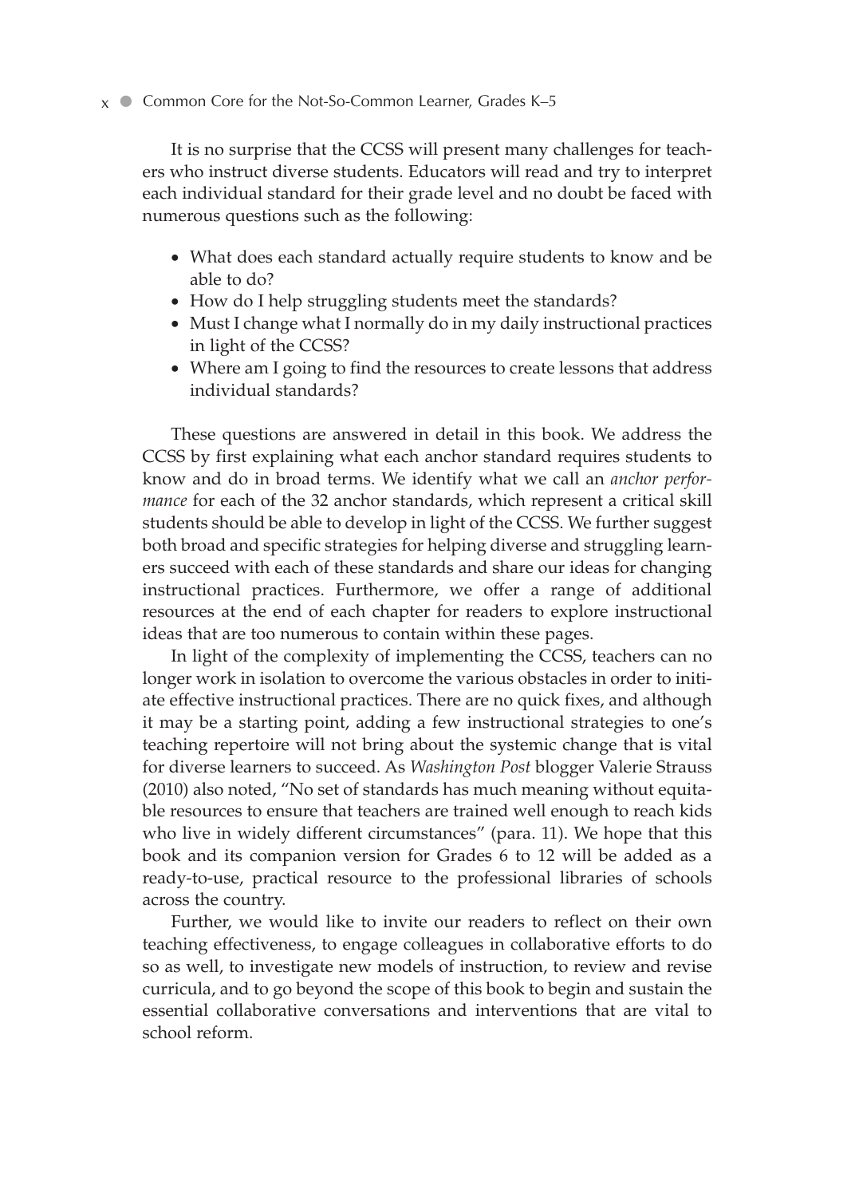It is no surprise that the CCSS will present many challenges for teachers who instruct diverse students. Educators will read and try to interpret each individual standard for their grade level and no doubt be faced with numerous questions such as the following:

- What does each standard actually require students to know and be able to do?
- How do I help struggling students meet the standards?
- Must I change what I normally do in my daily instructional practices in light of the CCSS?
- Where am I going to find the resources to create lessons that address individual standards?

These questions are answered in detail in this book. We address the CCSS by first explaining what each anchor standard requires students to know and do in broad terms. We identify what we call an *anchor performance* for each of the 32 anchor standards, which represent a critical skill students should be able to develop in light of the CCSS. We further suggest both broad and specific strategies for helping diverse and struggling learners succeed with each of these standards and share our ideas for changing instructional practices. Furthermore, we offer a range of additional resources at the end of each chapter for readers to explore instructional ideas that are too numerous to contain within these pages.

In light of the complexity of implementing the CCSS, teachers can no longer work in isolation to overcome the various obstacles in order to initiate effective instructional practices. There are no quick fixes, and although it may be a starting point, adding a few instructional strategies to one's teaching repertoire will not bring about the systemic change that is vital for diverse learners to succeed. As *Washington Post* blogger Valerie Strauss (2010) also noted, "No set of standards has much meaning without equitable resources to ensure that teachers are trained well enough to reach kids who live in widely different circumstances" (para. 11). We hope that this book and its companion version for Grades 6 to 12 will be added as a ready-to-use, practical resource to the professional libraries of schools across the country.

Further, we would like to invite our readers to reflect on their own teaching effectiveness, to engage colleagues in collaborative efforts to do so as well, to investigate new models of instruction, to review and revise curricula, and to go beyond the scope of this book to begin and sustain the essential collaborative conversations and interventions that are vital to school reform.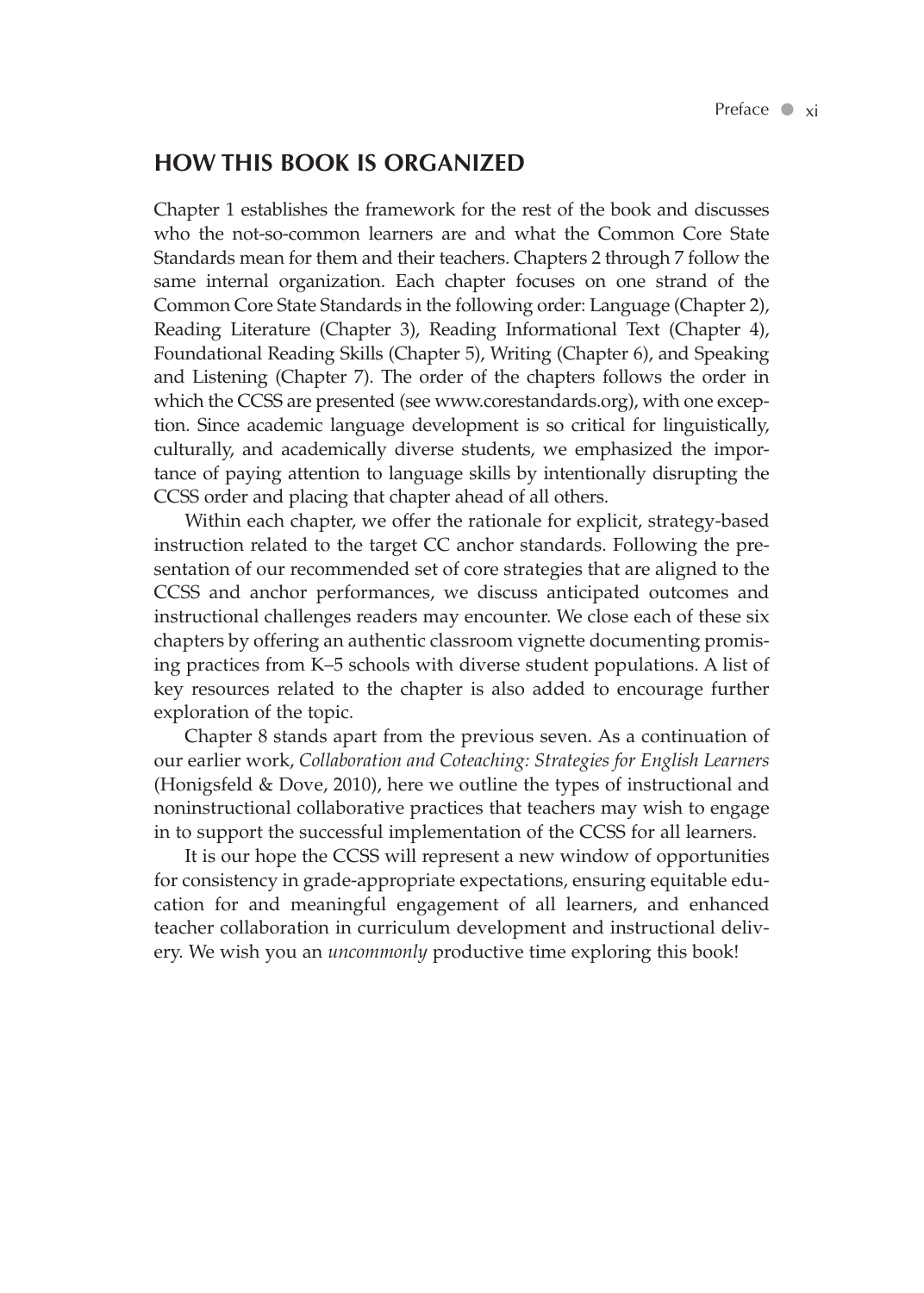## HOW THIS BOOK IS ORGANIZED

Chapter 1 establishes the framework for the rest of the book and discusses who the not-so-common learners are and what the Common Core State Standards mean for them and their teachers. Chapters 2 through 7 follow the same internal organization. Each chapter focuses on one strand of the Common Core State Standards in the following order: Language (Chapter 2), Reading Literature (Chapter 3), Reading Informational Text (Chapter 4), Foundational Reading Skills (Chapter 5), Writing (Chapter 6), and Speaking and Listening (Chapter 7). The order of the chapters follows the order in which the CCSS are presented (see www.corestandards.org), with one exception. Since academic language development is so critical for linguistically, culturally, and academically diverse students, we emphasized the importance of paying attention to language skills by intentionally disrupting the CCSS order and placing that chapter ahead of all others.

Within each chapter, we offer the rationale for explicit, strategy-based instruction related to the target CC anchor standards. Following the presentation of our recommended set of core strategies that are aligned to the CCSS and anchor performances, we discuss anticipated outcomes and instructional challenges readers may encounter. We close each of these six chapters by offering an authentic classroom vignette documenting promising practices from K–5 schools with diverse student populations. A list of key resources related to the chapter is also added to encourage further exploration of the topic.

Chapter 8 stands apart from the previous seven. As a continuation of our earlier work, *Collaboration and Coteaching: Strategies for English Learners* (Honigsfeld & Dove, 2010), here we outline the types of instructional and noninstructional collaborative practices that teachers may wish to engage in to support the successful implementation of the CCSS for all learners.

It is our hope the CCSS will represent a new window of opportunities for consistency in grade-appropriate expectations, ensuring equitable education for and meaningful engagement of all learners, and enhanced teacher collaboration in curriculum development and instructional delivery. We wish you an *uncommonly* productive time exploring this book!